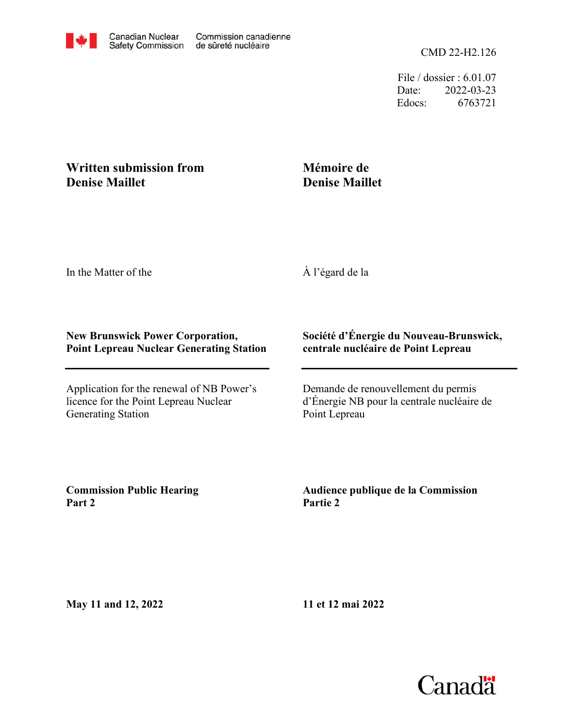Canadian Nuclear Safety Commission — Commission canadienne de sûreté nucléaire

CMD 22-H2.126

File / dossier : 6.01.07
Date: 2022-03-23
Edocs: 6763721

**Written submission from Denise Maillet**

**Mémoire de Denise Maillet**

In the Matter of the

À l'égard de la

**New Brunswick Power Corporation, Point Lepreau Nuclear Generating Station**

**Société d'Énergie du Nouveau-Brunswick, centrale nucléaire de Point Lepreau**

---

Application for the renewal of NB Power's licence for the Point Lepreau Nuclear Generating Station

Demande de renouvellement du permis d'Énergie NB pour la centrale nucléaire de Point Lepreau

**Commission Public Hearing Part 2**

**Audience publique de la Commission Partie 2**

**May 11 and 12, 2022**

**11 et 12 mai 2022**

Canada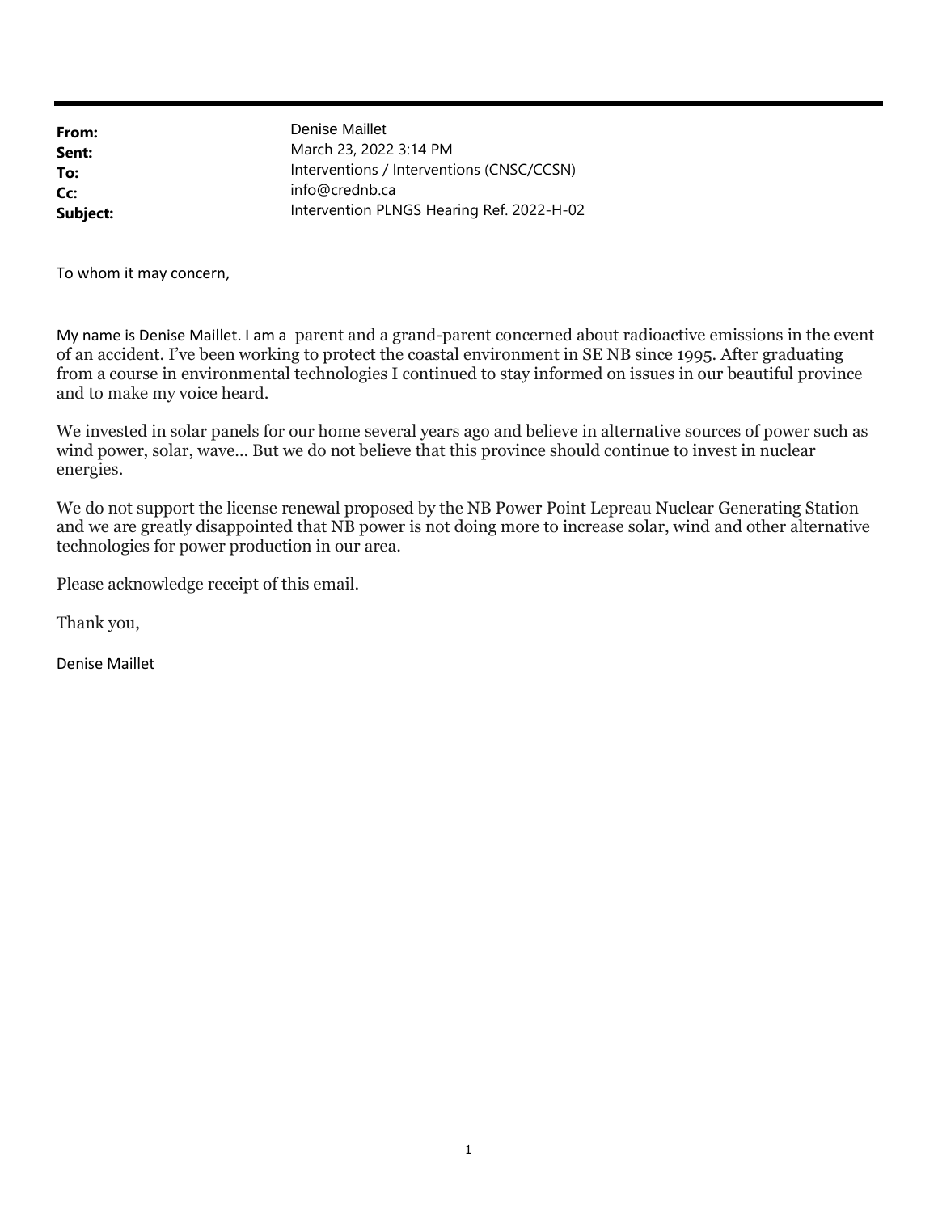**From:** Denise Maillet
**Sent:** March 23, 2022 3:14 PM
**To:** Interventions / Interventions (CNSC/CCSN)
**Cc:** info@crednb.ca
**Subject:** Intervention PLNGS Hearing Ref. 2022-H-02

To whom it may concern,

My name is Denise Maillet. I am a parent and a grand-parent concerned about radioactive emissions in the event of an accident. I've been working to protect the coastal environment in SE NB since 1995. After graduating from a course in environmental technologies I continued to stay informed on issues in our beautiful province and to make my voice heard.

We invested in solar panels for our home several years ago and believe in alternative sources of power such as wind power, solar, wave... But we do not believe that this province should continue to invest in nuclear energies.

We do not support the license renewal proposed by the NB Power Point Lepreau Nuclear Generating Station and we are greatly disappointed that NB power is not doing more to increase solar, wind and other alternative technologies for power production in our area.

Please acknowledge receipt of this email.

Thank you,

Denise Maillet